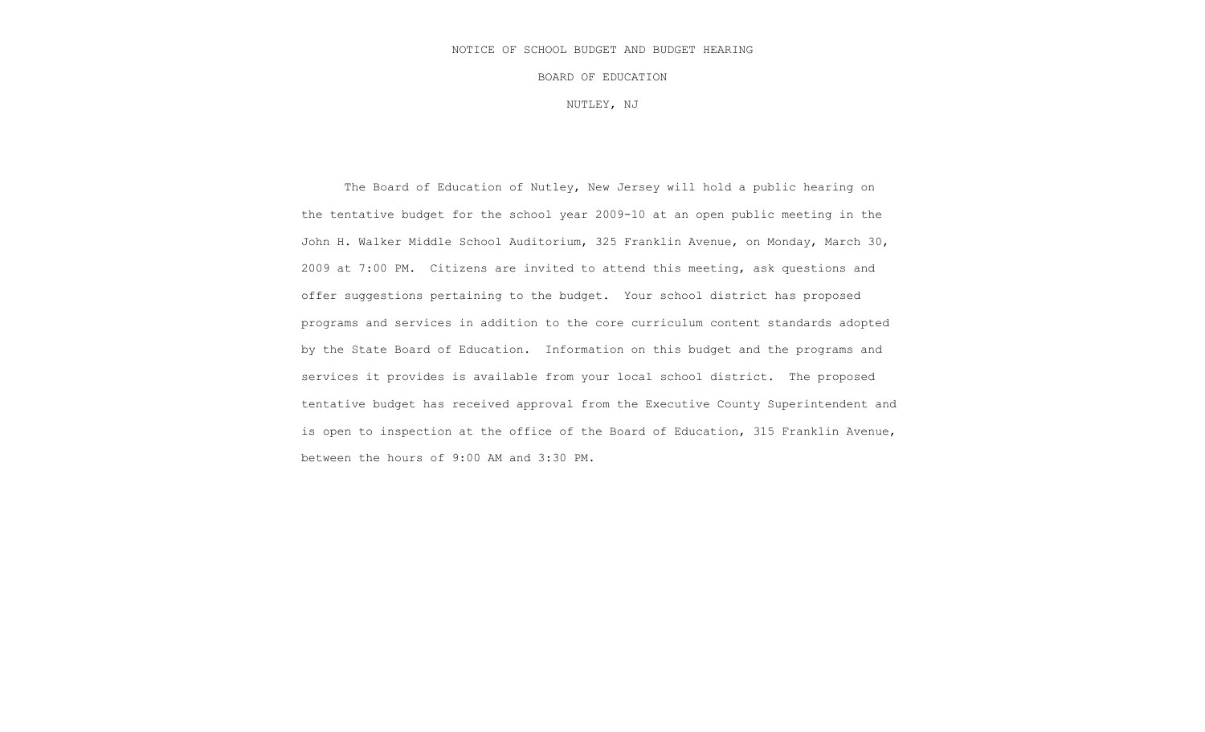# NOTICE OF SCHOOL BUDGET AND BUDGET HEARING

## BOARD OF EDUCATION

## NUTLEY, NJ

The Board of Education of Nutley, New Jersey will hold a public hearing on the tentative budget for the school year 2009-10 at an open public meeting in the John H. Walker Middle School Auditorium, 325 Franklin Avenue, on Monday, March 30, 2009 at 7:00 PM. Citizens are invited to attend this meeting, ask questions and offer suggestions pertaining to the budget. Your school district has proposed programs and services in addition to the core curriculum content standards adopted by the State Board of Education. Information on this budget and the programs and services it provides is available from your local school district. The proposed tentative budget has received approval from the Executive County Superintendent and is open to inspection at the office of the Board of Education, 315 Franklin Avenue, between the hours of 9:00 AM and 3:30 PM.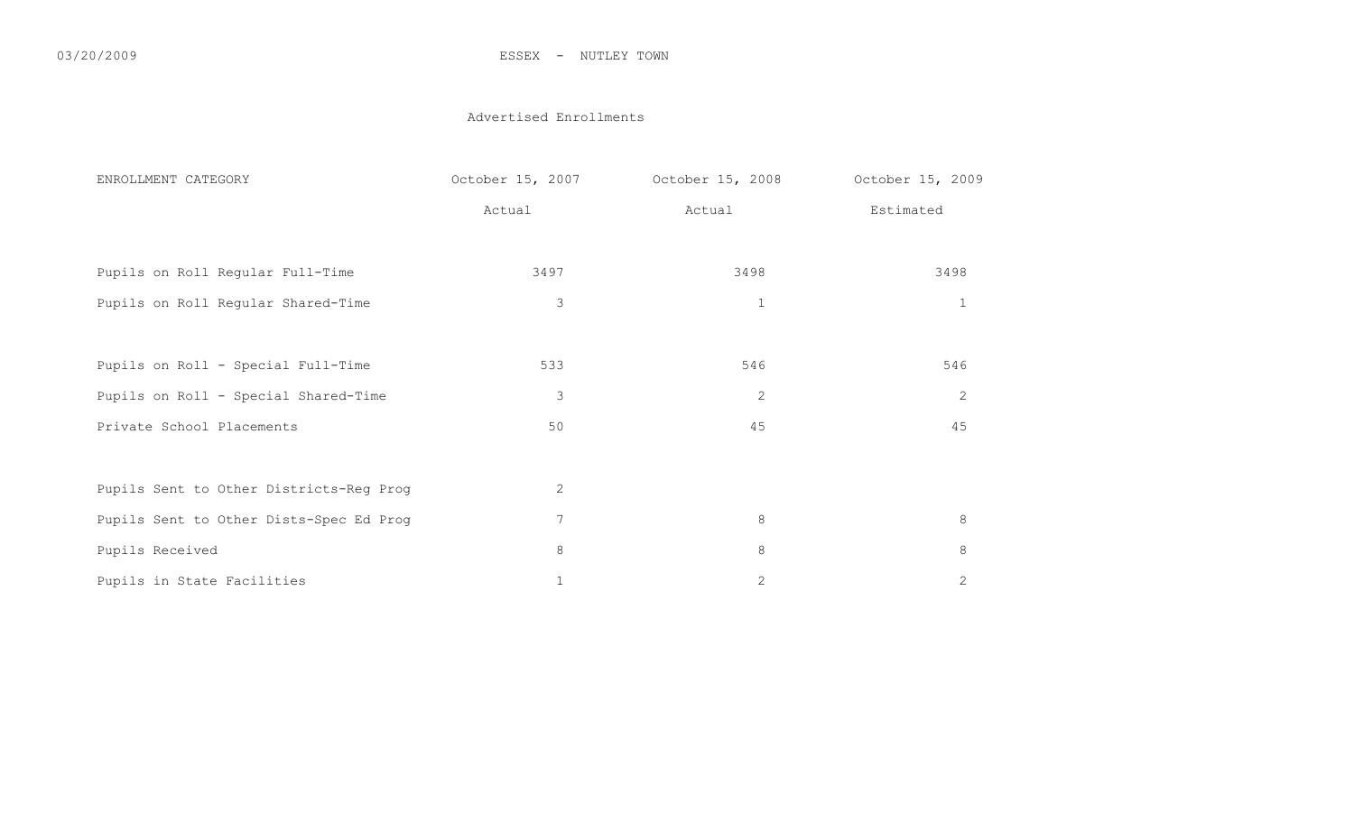03/20/2009

ESSEX - NUTLEY TOWN

## Advertised Enrollments

| ENROLLMENT CATEGORY | October 15, 2007 | October 15, 2008 | October 15, 2009 |
|---|---|---|---|
| | Actual | Actual | Estimated |
| Pupils on Roll Regular Full-Time | 3497 | 3498 | 3498 |
| Pupils on Roll Regular Shared-Time | 3 | 1 | 1 |
| Pupils on Roll - Special Full-Time | 533 | 546 | 546 |
| Pupils on Roll - Special Shared-Time | 3 | 2 | 2 |
| Private School Placements | 50 | 45 | 45 |
| Pupils Sent to Other Districts-Reg Prog | 2 | | |
| Pupils Sent to Other Dists-Spec Ed Prog | 7 | 8 | 8 |
| Pupils Received | 8 | 8 | 8 |
| Pupils in State Facilities | 1 | 2 | 2 |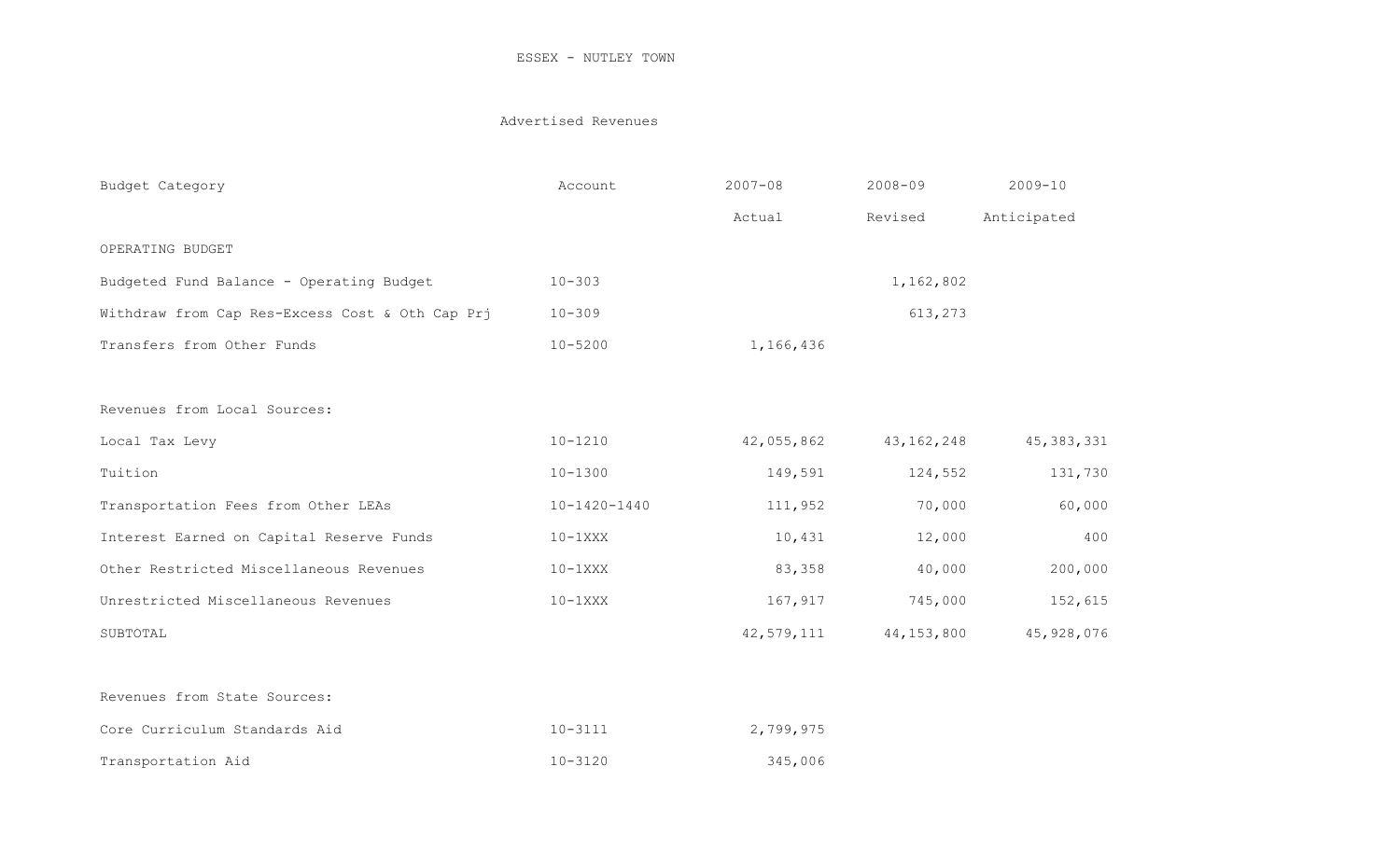ESSEX - NUTLEY TOWN

## Advertised Revenues

| Budget Category | Account | 2007-08 | 2008-09 | 2009-10 |
|---|---|---|---|---|
| | | Actual | Revised | Anticipated |
| OPERATING BUDGET | | | | |
| Budgeted Fund Balance - Operating Budget | 10-303 | | 1,162,802 | |
| Withdraw from Cap Res-Excess Cost & Oth Cap Prj | 10-309 | | 613,273 | |
| Transfers from Other Funds | 10-5200 | 1,166,436 | | |
| | | | | |
| Revenues from Local Sources: | | | | |
| Local Tax Levy | 10-1210 | 42,055,862 | 43,162,248 | 45,383,331 |
| Tuition | 10-1300 | 149,591 | 124,552 | 131,730 |
| Transportation Fees from Other LEAs | 10-1420-1440 | 111,952 | 70,000 | 60,000 |
| Interest Earned on Capital Reserve Funds | 10-1XXX | 10,431 | 12,000 | 400 |
| Other Restricted Miscellaneous Revenues | 10-1XXX | 83,358 | 40,000 | 200,000 |
| Unrestricted Miscellaneous Revenues | 10-1XXX | 167,917 | 745,000 | 152,615 |
| SUBTOTAL | | 42,579,111 | 44,153,800 | 45,928,076 |
| | | | | |
| Revenues from State Sources: | | | | |
| Core Curriculum Standards Aid | 10-3111 | 2,799,975 | | |
| Transportation Aid | 10-3120 | 345,006 | | |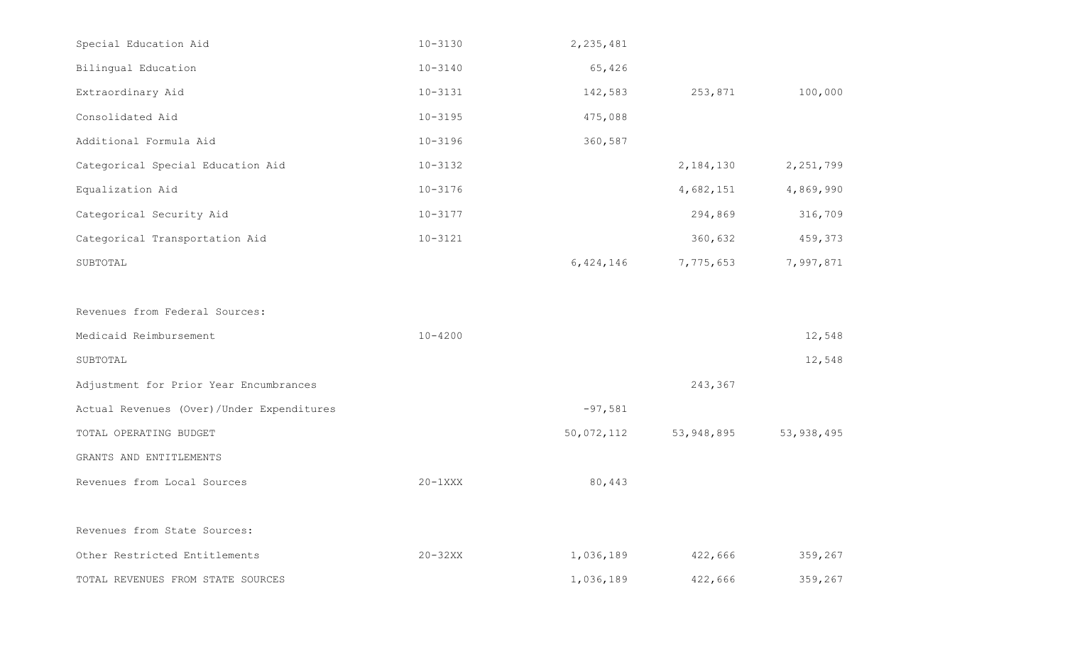| | | | | |
|---|---|---|---|---|
| Special Education Aid | 10-3130 | 2,235,481 | | |
| Bilingual Education | 10-3140 | 65,426 | | |
| Extraordinary Aid | 10-3131 | 142,583 | 253,871 | 100,000 |
| Consolidated Aid | 10-3195 | 475,088 | | |
| Additional Formula Aid | 10-3196 | 360,587 | | |
| Categorical Special Education Aid | 10-3132 | | 2,184,130 | 2,251,799 |
| Equalization Aid | 10-3176 | | 4,682,151 | 4,869,990 |
| Categorical Security Aid | 10-3177 | | 294,869 | 316,709 |
| Categorical Transportation Aid | 10-3121 | | 360,632 | 459,373 |
| SUBTOTAL | | 6,424,146 | 7,775,653 | 7,997,871 |
| | | | | |
| Revenues from Federal Sources: | | | | |
| Medicaid Reimbursement | 10-4200 | | | 12,548 |
| SUBTOTAL | | | | 12,548 |
| Adjustment for Prior Year Encumbrances | | | 243,367 | |
| Actual Revenues (Over)/Under Expenditures | | -97,581 | | |
| TOTAL OPERATING BUDGET | | 50,072,112 | 53,948,895 | 53,938,495 |
| GRANTS AND ENTITLEMENTS | | | | |
| Revenues from Local Sources | 20-1XXX | 80,443 | | |
| | | | | |
| Revenues from State Sources: | | | | |
| Other Restricted Entitlements | 20-32XX | 1,036,189 | 422,666 | 359,267 |
| TOTAL REVENUES FROM STATE SOURCES | | 1,036,189 | 422,666 | 359,267 |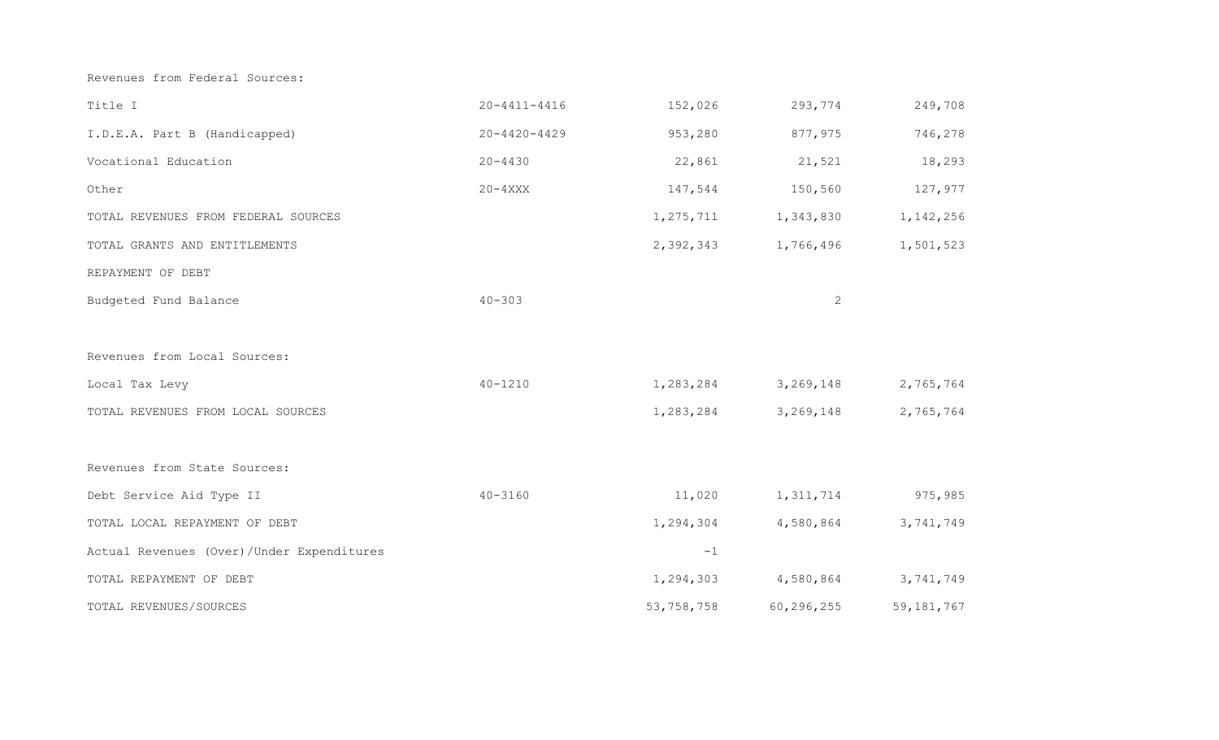| | | | | |
|---|---|---|---|---|
| Revenues from Federal Sources: | | | | |
| Title I | 20-4411-4416 | 152,026 | 293,774 | 249,708 |
| I.D.E.A. Part B (Handicapped) | 20-4420-4429 | 953,280 | 877,975 | 746,278 |
| Vocational Education | 20-4430 | 22,861 | 21,521 | 18,293 |
| Other | 20-4XXX | 147,544 | 150,560 | 127,977 |
| TOTAL REVENUES FROM FEDERAL SOURCES | | 1,275,711 | 1,343,830 | 1,142,256 |
| TOTAL GRANTS AND ENTITLEMENTS | | 2,392,343 | 1,766,496 | 1,501,523 |
| REPAYMENT OF DEBT | | | | |
| Budgeted Fund Balance | 40-303 | | 2 | |
| | | | | |
| Revenues from Local Sources: | | | | |
| Local Tax Levy | 40-1210 | 1,283,284 | 3,269,148 | 2,765,764 |
| TOTAL REVENUES FROM LOCAL SOURCES | | 1,283,284 | 3,269,148 | 2,765,764 |
| | | | | |
| Revenues from State Sources: | | | | |
| Debt Service Aid Type II | 40-3160 | 11,020 | 1,311,714 | 975,985 |
| TOTAL LOCAL REPAYMENT OF DEBT | | 1,294,304 | 4,580,864 | 3,741,749 |
| Actual Revenues (Over)/Under Expenditures | | -1 | | |
| TOTAL REPAYMENT OF DEBT | | 1,294,303 | 4,580,864 | 3,741,749 |
| TOTAL REVENUES/SOURCES | | 53,758,758 | 60,296,255 | 59,181,767 |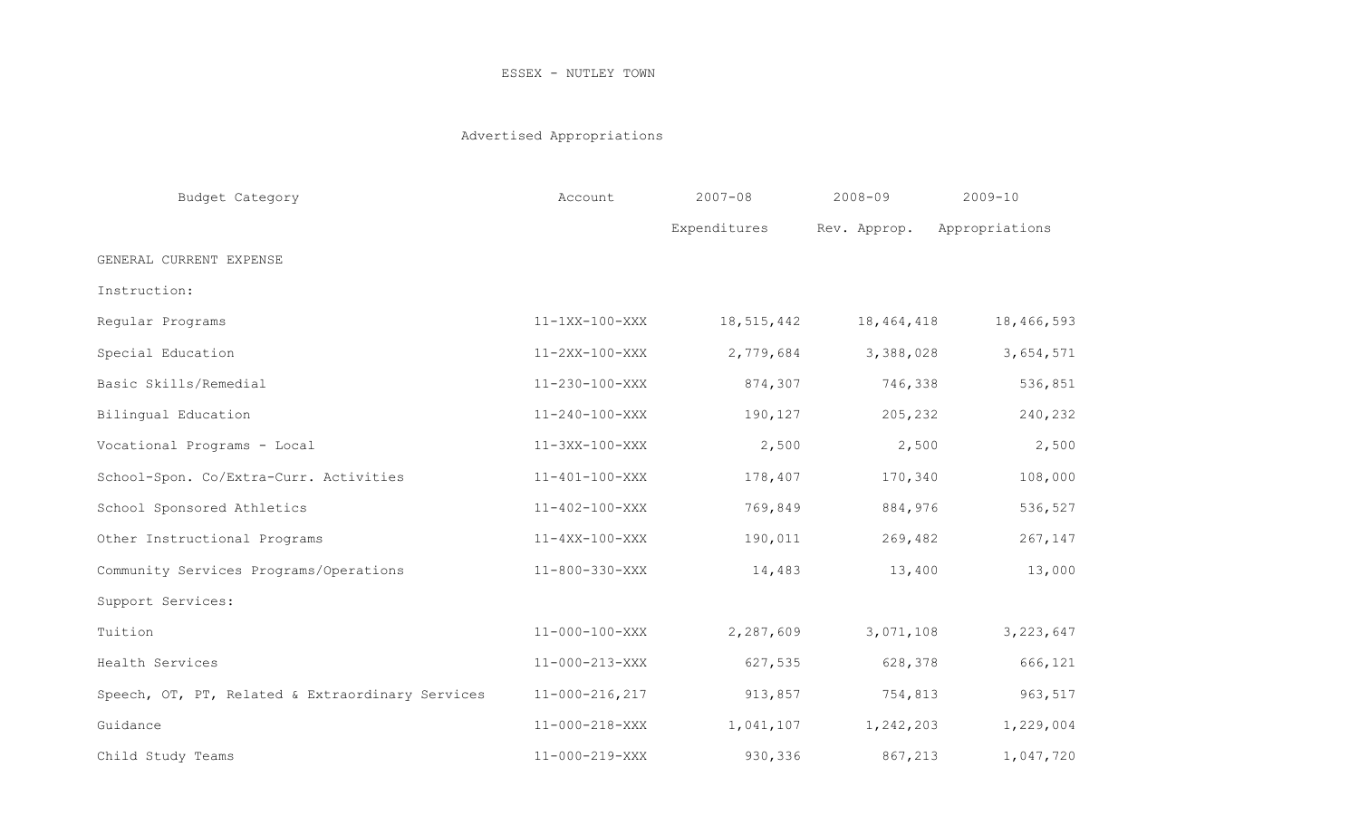ESSEX - NUTLEY TOWN

Advertised Appropriations

| Budget Category | Account | 2007-08 Expenditures | 2008-09 Rev. Approp. | 2009-10 Appropriations |
|---|---|---|---|---|
| GENERAL CURRENT EXPENSE | | | | |
| Instruction: | | | | |
| Regular Programs | 11-1XX-100-XXX | 18,515,442 | 18,464,418 | 18,466,593 |
| Special Education | 11-2XX-100-XXX | 2,779,684 | 3,388,028 | 3,654,571 |
| Basic Skills/Remedial | 11-230-100-XXX | 874,307 | 746,338 | 536,851 |
| Bilingual Education | 11-240-100-XXX | 190,127 | 205,232 | 240,232 |
| Vocational Programs - Local | 11-3XX-100-XXX | 2,500 | 2,500 | 2,500 |
| School-Spon. Co/Extra-Curr. Activities | 11-401-100-XXX | 178,407 | 170,340 | 108,000 |
| School Sponsored Athletics | 11-402-100-XXX | 769,849 | 884,976 | 536,527 |
| Other Instructional Programs | 11-4XX-100-XXX | 190,011 | 269,482 | 267,147 |
| Community Services Programs/Operations | 11-800-330-XXX | 14,483 | 13,400 | 13,000 |
| Support Services: | | | | |
| Tuition | 11-000-100-XXX | 2,287,609 | 3,071,108 | 3,223,647 |
| Health Services | 11-000-213-XXX | 627,535 | 628,378 | 666,121 |
| Speech, OT, PT, Related & Extraordinary Services | 11-000-216,217 | 913,857 | 754,813 | 963,517 |
| Guidance | 11-000-218-XXX | 1,041,107 | 1,242,203 | 1,229,004 |
| Child Study Teams | 11-000-219-XXX | 930,336 | 867,213 | 1,047,720 |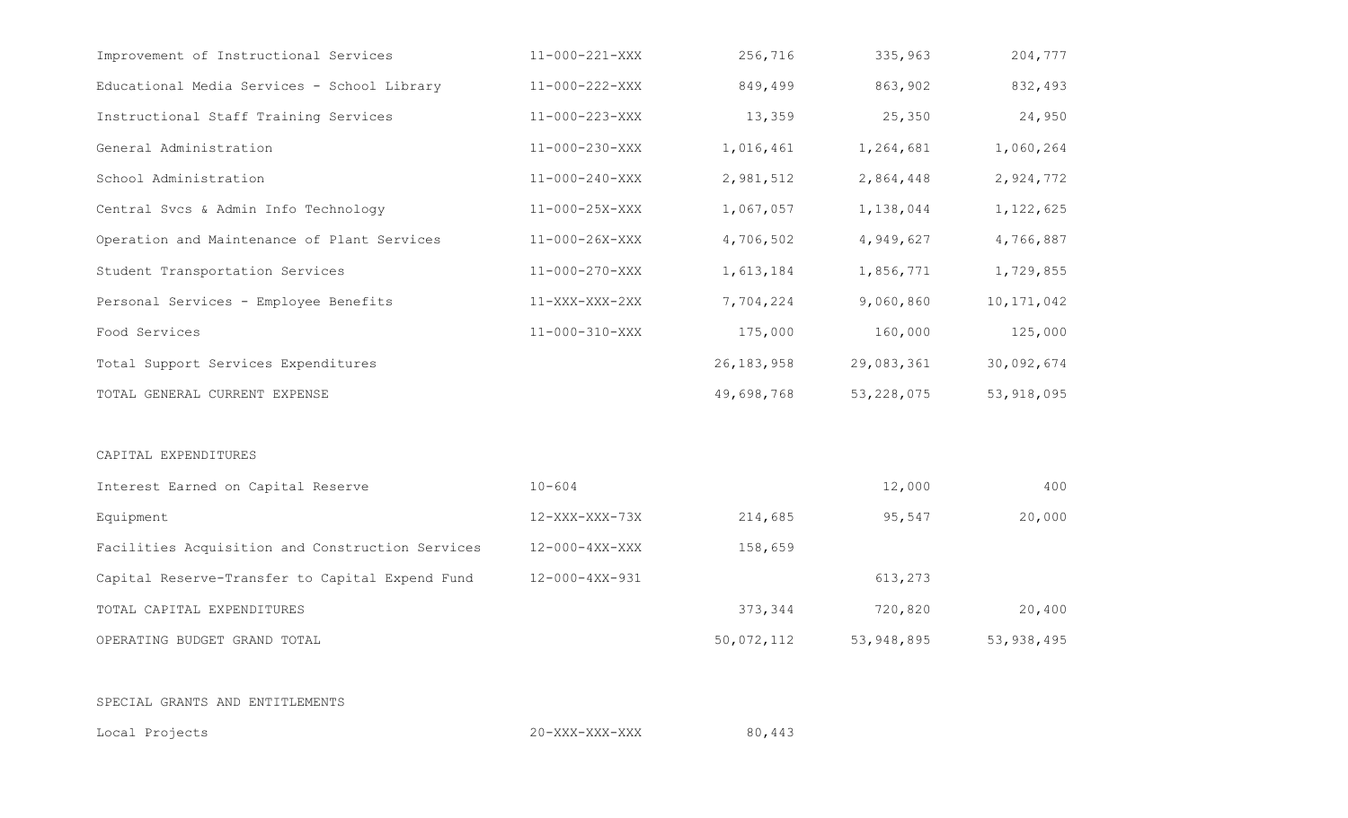| | | | | |
|---|---|---|---|---|
| Improvement of Instructional Services | 11-000-221-XXX | 256,716 | 335,963 | 204,777 |
| Educational Media Services - School Library | 11-000-222-XXX | 849,499 | 863,902 | 832,493 |
| Instructional Staff Training Services | 11-000-223-XXX | 13,359 | 25,350 | 24,950 |
| General Administration | 11-000-230-XXX | 1,016,461 | 1,264,681 | 1,060,264 |
| School Administration | 11-000-240-XXX | 2,981,512 | 2,864,448 | 2,924,772 |
| Central Svcs & Admin Info Technology | 11-000-25X-XXX | 1,067,057 | 1,138,044 | 1,122,625 |
| Operation and Maintenance of Plant Services | 11-000-26X-XXX | 4,706,502 | 4,949,627 | 4,766,887 |
| Student Transportation Services | 11-000-270-XXX | 1,613,184 | 1,856,771 | 1,729,855 |
| Personal Services - Employee Benefits | 11-XXX-XXX-2XX | 7,704,224 | 9,060,860 | 10,171,042 |
| Food Services | 11-000-310-XXX | 175,000 | 160,000 | 125,000 |
| Total Support Services Expenditures | | 26,183,958 | 29,083,361 | 30,092,674 |
| TOTAL GENERAL CURRENT EXPENSE | | 49,698,768 | 53,228,075 | 53,918,095 |
| | | | | |
| CAPITAL EXPENDITURES | | | | |
| Interest Earned on Capital Reserve | 10-604 | | 12,000 | 400 |
| Equipment | 12-XXX-XXX-73X | 214,685 | 95,547 | 20,000 |
| Facilities Acquisition and Construction Services | 12-000-4XX-XXX | 158,659 | | |
| Capital Reserve-Transfer to Capital Expend Fund | 12-000-4XX-931 | | 613,273 | |
| TOTAL CAPITAL EXPENDITURES | | 373,344 | 720,820 | 20,400 |
| OPERATING BUDGET GRAND TOTAL | | 50,072,112 | 53,948,895 | 53,938,495 |
| | | | | |
| SPECIAL GRANTS AND ENTITLEMENTS | | | | |
| Local Projects | 20-XXX-XXX-XXX | 80,443 | | |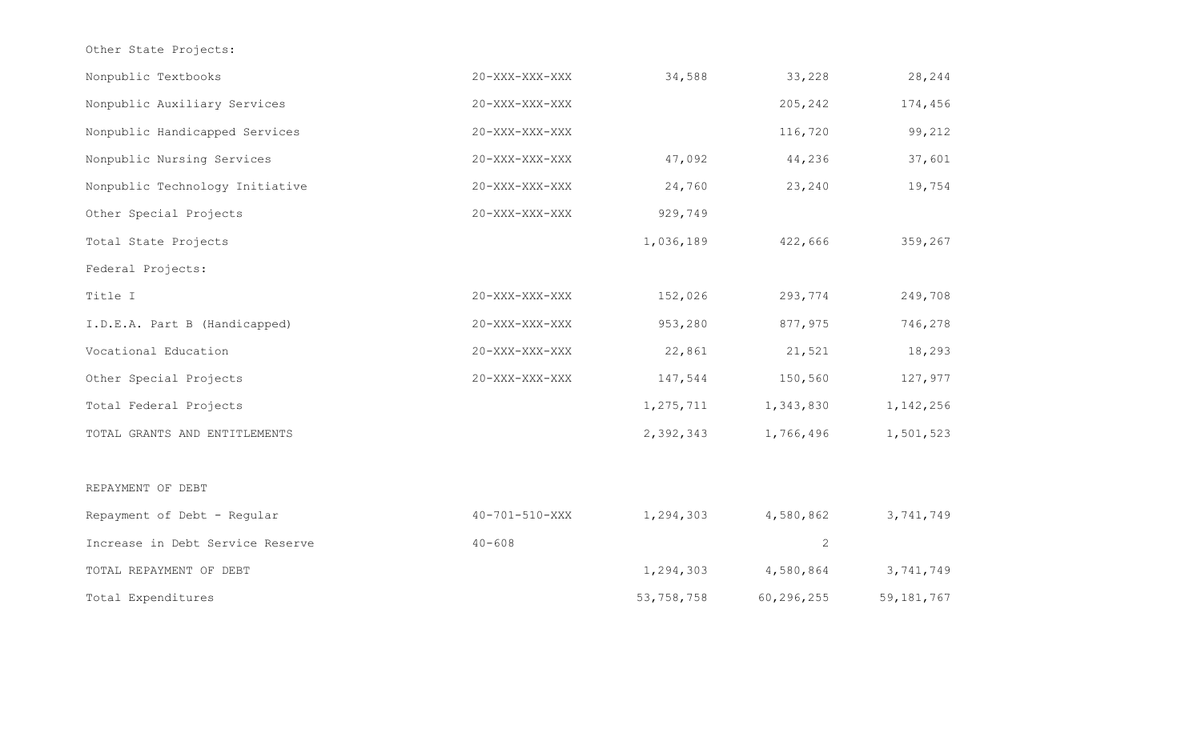| | | | | |
|---|---|---|---|---|
| Other State Projects: | | | | |
| Nonpublic Textbooks | 20-XXX-XXX-XXX | 34,588 | 33,228 | 28,244 |
| Nonpublic Auxiliary Services | 20-XXX-XXX-XXX | | 205,242 | 174,456 |
| Nonpublic Handicapped Services | 20-XXX-XXX-XXX | | 116,720 | 99,212 |
| Nonpublic Nursing Services | 20-XXX-XXX-XXX | 47,092 | 44,236 | 37,601 |
| Nonpublic Technology Initiative | 20-XXX-XXX-XXX | 24,760 | 23,240 | 19,754 |
| Other Special Projects | 20-XXX-XXX-XXX | 929,749 | | |
| Total State Projects | | 1,036,189 | 422,666 | 359,267 |
| Federal Projects: | | | | |
| Title I | 20-XXX-XXX-XXX | 152,026 | 293,774 | 249,708 |
| I.D.E.A. Part B (Handicapped) | 20-XXX-XXX-XXX | 953,280 | 877,975 | 746,278 |
| Vocational Education | 20-XXX-XXX-XXX | 22,861 | 21,521 | 18,293 |
| Other Special Projects | 20-XXX-XXX-XXX | 147,544 | 150,560 | 127,977 |
| Total Federal Projects | | 1,275,711 | 1,343,830 | 1,142,256 |
| TOTAL GRANTS AND ENTITLEMENTS | | 2,392,343 | 1,766,496 | 1,501,523 |
| | | | | |
| REPAYMENT OF DEBT | | | | |
| Repayment of Debt - Regular | 40-701-510-XXX | 1,294,303 | 4,580,862 | 3,741,749 |
| Increase in Debt Service Reserve | 40-608 | | 2 | |
| TOTAL REPAYMENT OF DEBT | | 1,294,303 | 4,580,864 | 3,741,749 |
| Total Expenditures | | 53,758,758 | 60,296,255 | 59,181,767 |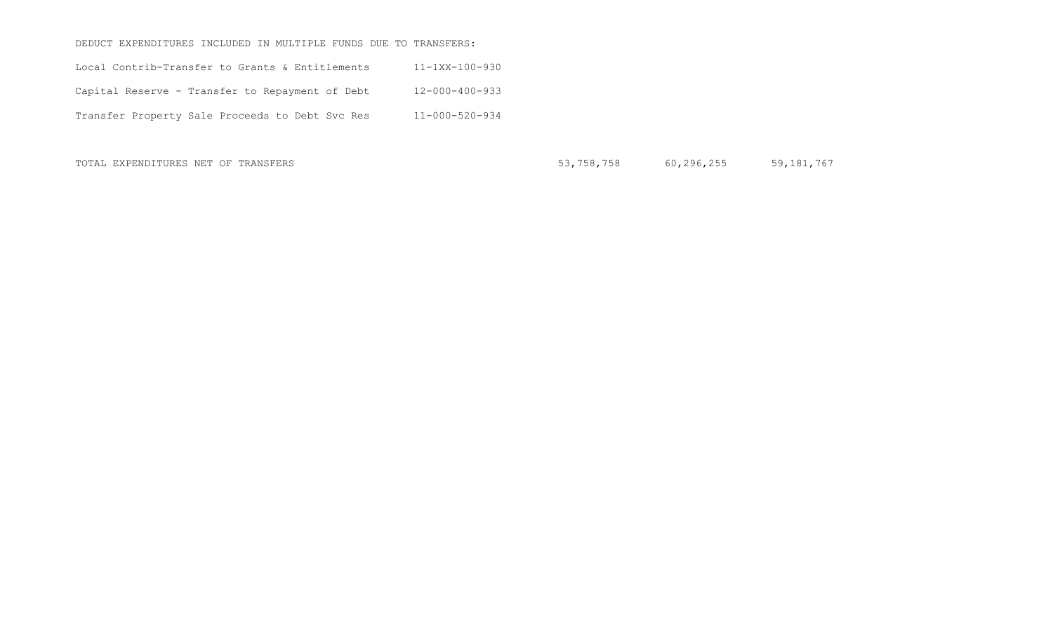| | | | | |
|---|---|---|---|---|
| DEDUCT EXPENDITURES INCLUDED IN MULTIPLE FUNDS DUE TO TRANSFERS: | | | | |
| Local Contrib-Transfer to Grants & Entitlements | 11-1XX-100-930 | | | |
| Capital Reserve - Transfer to Repayment of Debt | 12-000-400-933 | | | |
| Transfer Property Sale Proceeds to Debt Svc Res | 11-000-520-934 | | | |
| TOTAL EXPENDITURES NET OF TRANSFERS | | 53,758,758 | 60,296,255 | 59,181,767 |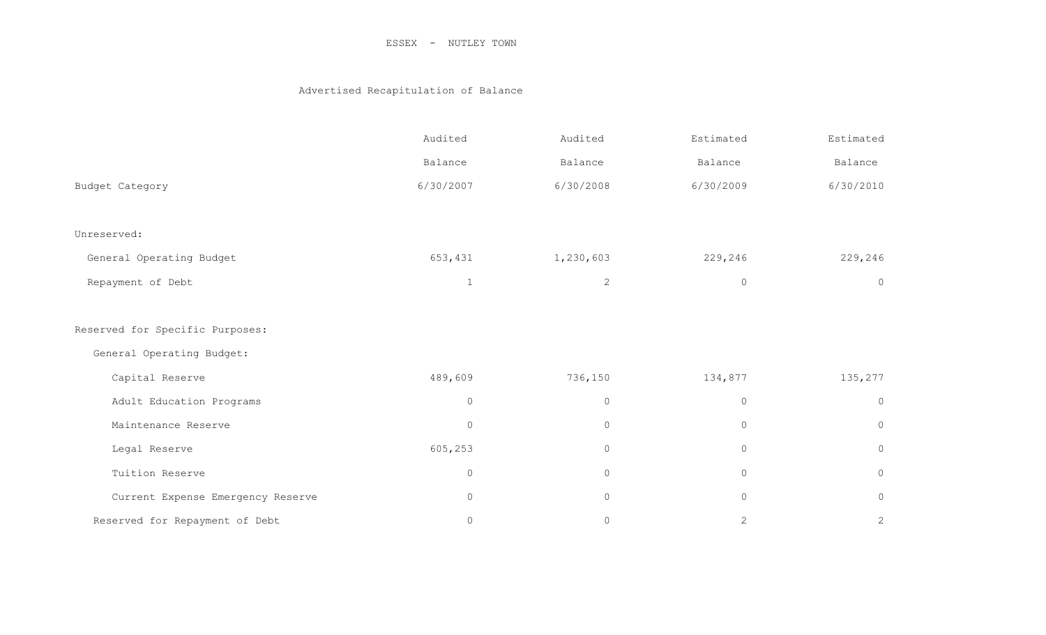ESSEX - NUTLEY TOWN

Advertised Recapitulation of Balance

| Budget Category | Audited Balance 6/30/2007 | Audited Balance 6/30/2008 | Estimated Balance 6/30/2009 | Estimated Balance 6/30/2010 |
|---|---|---|---|---|
| Unreserved: | | | | |
| General Operating Budget | 653,431 | 1,230,603 | 229,246 | 229,246 |
| Repayment of Debt | 1 | 2 | 0 | 0 |
| Reserved for Specific Purposes: | | | | |
| General Operating Budget: | | | | |
| Capital Reserve | 489,609 | 736,150 | 134,877 | 135,277 |
| Adult Education Programs | 0 | 0 | 0 | 0 |
| Maintenance Reserve | 0 | 0 | 0 | 0 |
| Legal Reserve | 605,253 | 0 | 0 | 0 |
| Tuition Reserve | 0 | 0 | 0 | 0 |
| Current Expense Emergency Reserve | 0 | 0 | 0 | 0 |
| Reserved for Repayment of Debt | 0 | 0 | 2 | 2 |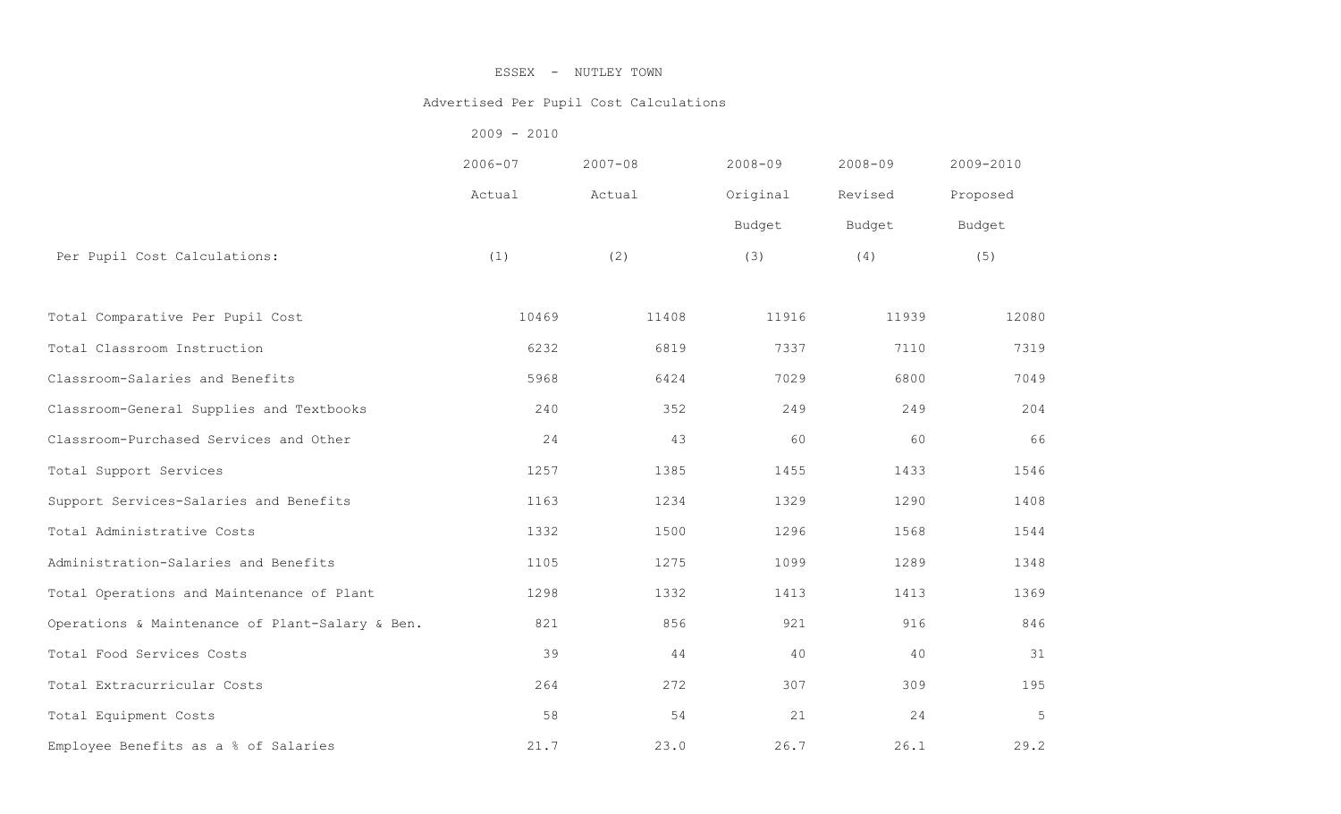ESSEX - NUTLEY TOWN

Advertised Per Pupil Cost Calculations

2009 - 2010

| Per Pupil Cost Calculations: | 2006-07 Actual (1) | 2007-08 Actual (2) | 2008-09 Original Budget (3) | 2008-09 Revised Budget (4) | 2009-2010 Proposed Budget (5) |
|---|---|---|---|---|---|
| Total Comparative Per Pupil Cost | 10469 | 11408 | 11916 | 11939 | 12080 |
| Total Classroom Instruction | 6232 | 6819 | 7337 | 7110 | 7319 |
| Classroom-Salaries and Benefits | 5968 | 6424 | 7029 | 6800 | 7049 |
| Classroom-General Supplies and Textbooks | 240 | 352 | 249 | 249 | 204 |
| Classroom-Purchased Services and Other | 24 | 43 | 60 | 60 | 66 |
| Total Support Services | 1257 | 1385 | 1455 | 1433 | 1546 |
| Support Services-Salaries and Benefits | 1163 | 1234 | 1329 | 1290 | 1408 |
| Total Administrative Costs | 1332 | 1500 | 1296 | 1568 | 1544 |
| Administration-Salaries and Benefits | 1105 | 1275 | 1099 | 1289 | 1348 |
| Total Operations and Maintenance of Plant | 1298 | 1332 | 1413 | 1413 | 1369 |
| Operations & Maintenance of Plant-Salary & Ben. | 821 | 856 | 921 | 916 | 846 |
| Total Food Services Costs | 39 | 44 | 40 | 40 | 31 |
| Total Extracurricular Costs | 264 | 272 | 307 | 309 | 195 |
| Total Equipment Costs | 58 | 54 | 21 | 24 | 5 |
| Employee Benefits as a % of Salaries | 21.7 | 23.0 | 26.7 | 26.1 | 29.2 |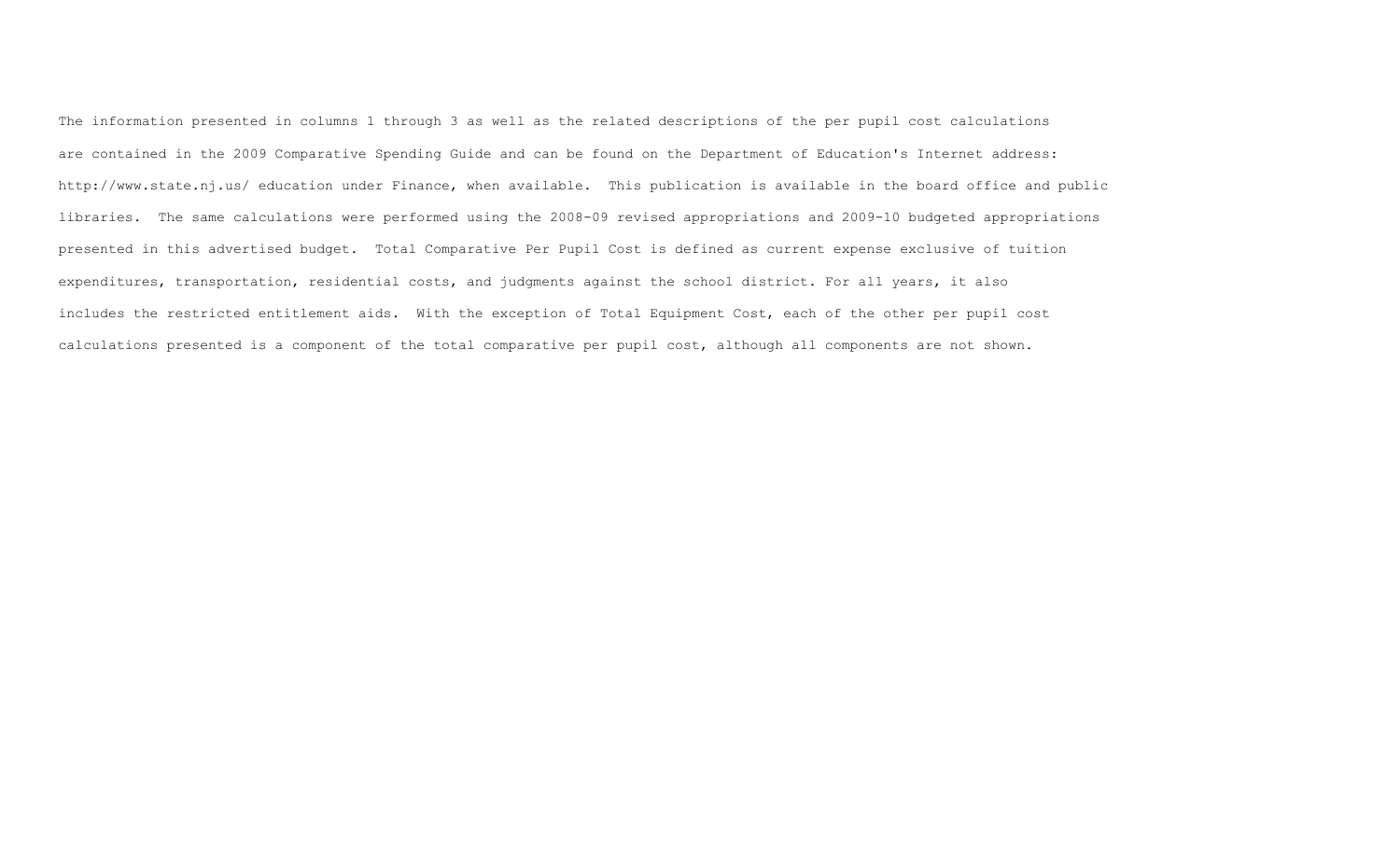The information presented in columns 1 through 3 as well as the related descriptions of the per pupil cost calculations are contained in the 2009 Comparative Spending Guide and can be found on the Department of Education's Internet address: http://www.state.nj.us/ education under Finance, when available. This publication is available in the board office and public libraries. The same calculations were performed using the 2008-09 revised appropriations and 2009-10 budgeted appropriations presented in this advertised budget. Total Comparative Per Pupil Cost is defined as current expense exclusive of tuition expenditures, transportation, residential costs, and judgments against the school district. For all years, it also includes the restricted entitlement aids. With the exception of Total Equipment Cost, each of the other per pupil cost calculations presented is a component of the total comparative per pupil cost, although all components are not shown.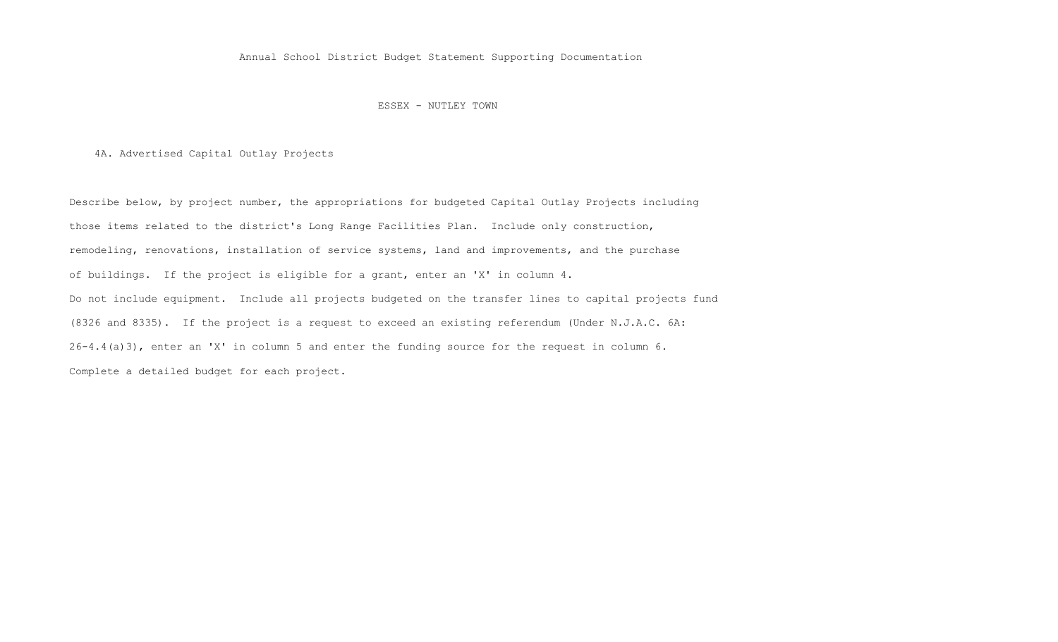Annual School District Budget Statement Supporting Documentation

ESSEX - NUTLEY TOWN

## 4A. Advertised Capital Outlay Projects

Describe below, by project number, the appropriations for budgeted Capital Outlay Projects including those items related to the district's Long Range Facilities Plan. Include only construction, remodeling, renovations, installation of service systems, land and improvements, and the purchase of buildings. If the project is eligible for a grant, enter an 'X' in column 4. Do not include equipment. Include all projects budgeted on the transfer lines to capital projects fund (8326 and 8335). If the project is a request to exceed an existing referendum (Under N.J.A.C. 6A: 26-4.4(a)3), enter an 'X' in column 5 and enter the funding source for the request in column 6. Complete a detailed budget for each project.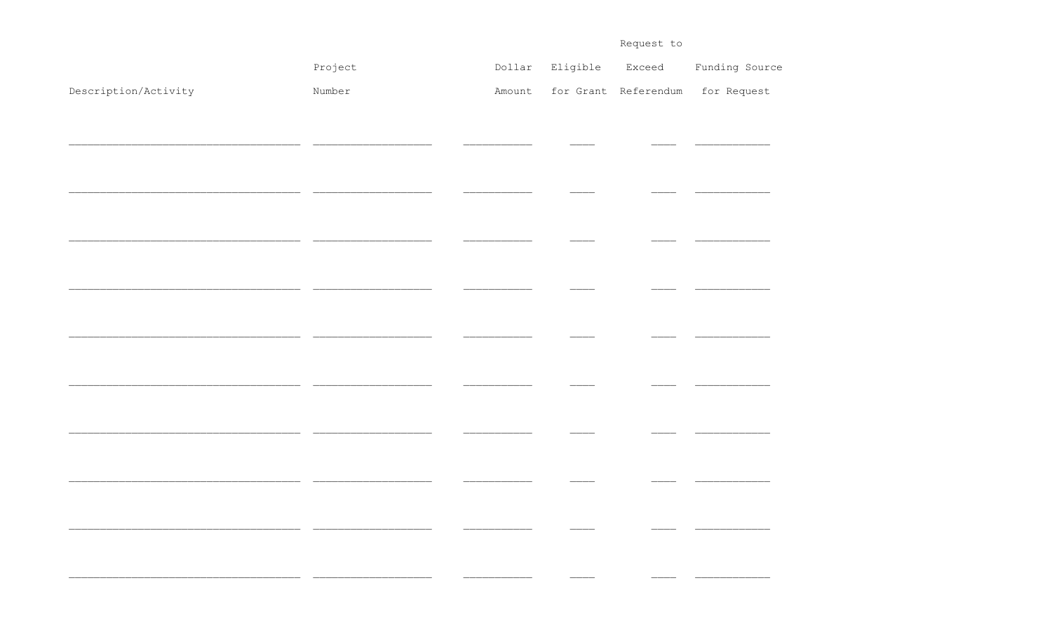| Description/Activity | Project Number | Dollar Amount | Eligible for Grant | Request to Exceed Referendum | Funding Source for Request |
|---|---|---|---|---|---|
| ________________________________ | ________________ | _________ | ___ | ___ | __________ |
| ________________________________ | ________________ | _________ | ___ | ___ | __________ |
| ________________________________ | ________________ | _________ | ___ | ___ | __________ |
| ________________________________ | ________________ | _________ | ___ | ___ | __________ |
| ________________________________ | ________________ | _________ | ___ | ___ | __________ |
| ________________________________ | ________________ | _________ | ___ | ___ | __________ |
| ________________________________ | ________________ | _________ | ___ | ___ | __________ |
| ________________________________ | ________________ | _________ | ___ | ___ | __________ |
| ________________________________ | ________________ | _________ | ___ | ___ | __________ |
| ________________________________ | ________________ | _________ | ___ | ___ | __________ |